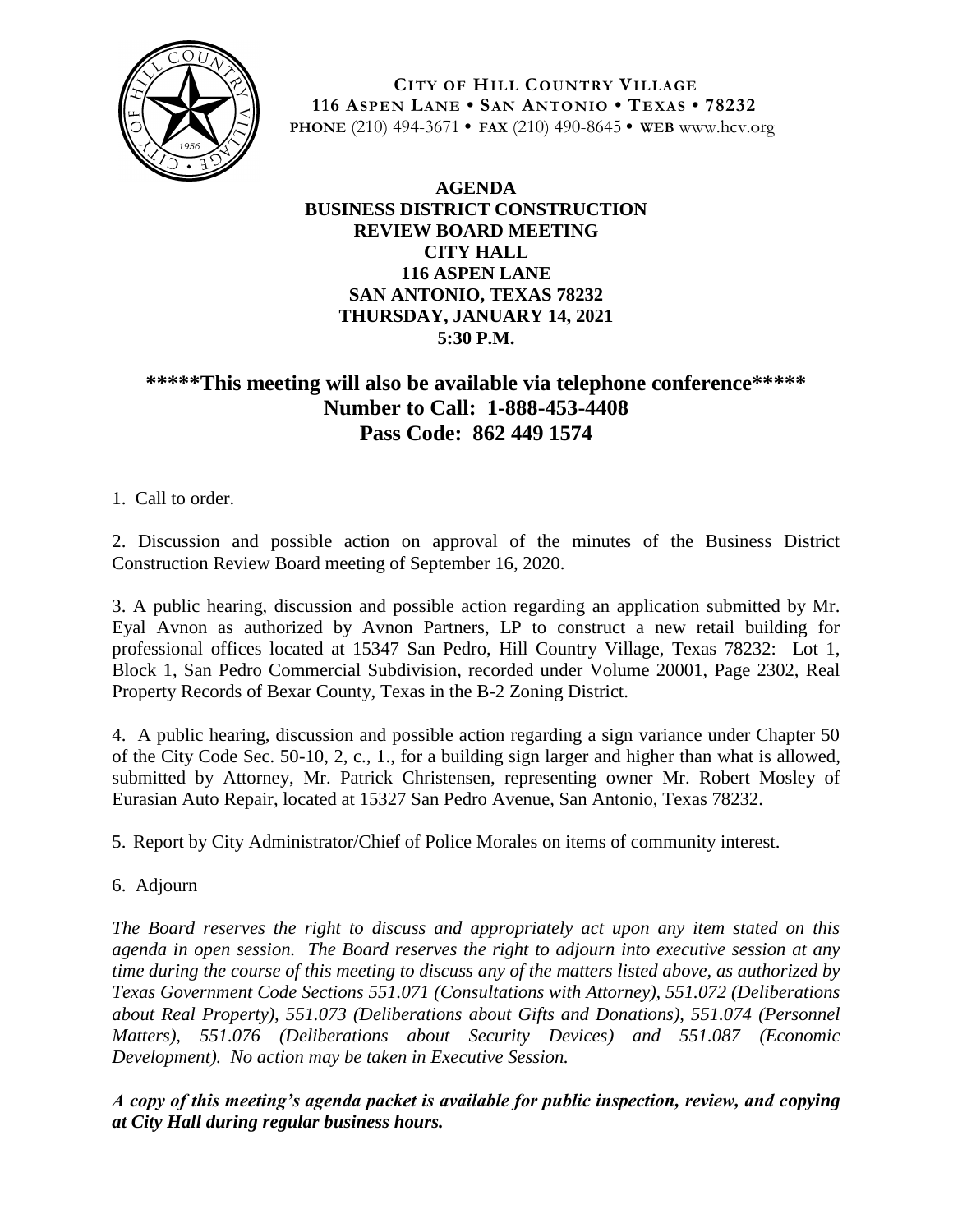**CITY OF HILL COUNTRY VILLAGE**
**116 ASPEN LANE • SAN ANTONIO • TEXAS • 78232**
**PHONE** (210) 494-3671 • **FAX** (210) 490-8645 • **WEB** www.hcv.org

# AGENDA
## BUSINESS DISTRICT CONSTRUCTION REVIEW BOARD MEETING
## CITY HALL
## 116 ASPEN LANE
## SAN ANTONIO, TEXAS 78232
## THURSDAY, JANUARY 14, 2021
## 5:30 P.M.

**\*\*\*\*\*This meeting will also be available via telephone conference\*\*\*\*\***
**Number to Call: 1-888-453-4408**
**Pass Code: 862 449 1574**

1. Call to order.

2. Discussion and possible action on approval of the minutes of the Business District Construction Review Board meeting of September 16, 2020.

3. A public hearing, discussion and possible action regarding an application submitted by Mr. Eyal Avnon as authorized by Avnon Partners, LP to construct a new retail building for professional offices located at 15347 San Pedro, Hill Country Village, Texas 78232: Lot 1, Block 1, San Pedro Commercial Subdivision, recorded under Volume 20001, Page 2302, Real Property Records of Bexar County, Texas in the B-2 Zoning District.

4. A public hearing, discussion and possible action regarding a sign variance under Chapter 50 of the City Code Sec. 50-10, 2, c., 1., for a building sign larger and higher than what is allowed, submitted by Attorney, Mr. Patrick Christensen, representing owner Mr. Robert Mosley of Eurasian Auto Repair, located at 15327 San Pedro Avenue, San Antonio, Texas 78232.

5. Report by City Administrator/Chief of Police Morales on items of community interest.

6. Adjourn

*The Board reserves the right to discuss and appropriately act upon any item stated on this agenda in open session. The Board reserves the right to adjourn into executive session at any time during the course of this meeting to discuss any of the matters listed above, as authorized by Texas Government Code Sections 551.071 (Consultations with Attorney), 551.072 (Deliberations about Real Property), 551.073 (Deliberations about Gifts and Donations), 551.074 (Personnel Matters), 551.076 (Deliberations about Security Devices) and 551.087 (Economic Development). No action may be taken in Executive Session.*

***A copy of this meeting's agenda packet is available for public inspection, review, and copying at City Hall during regular business hours.***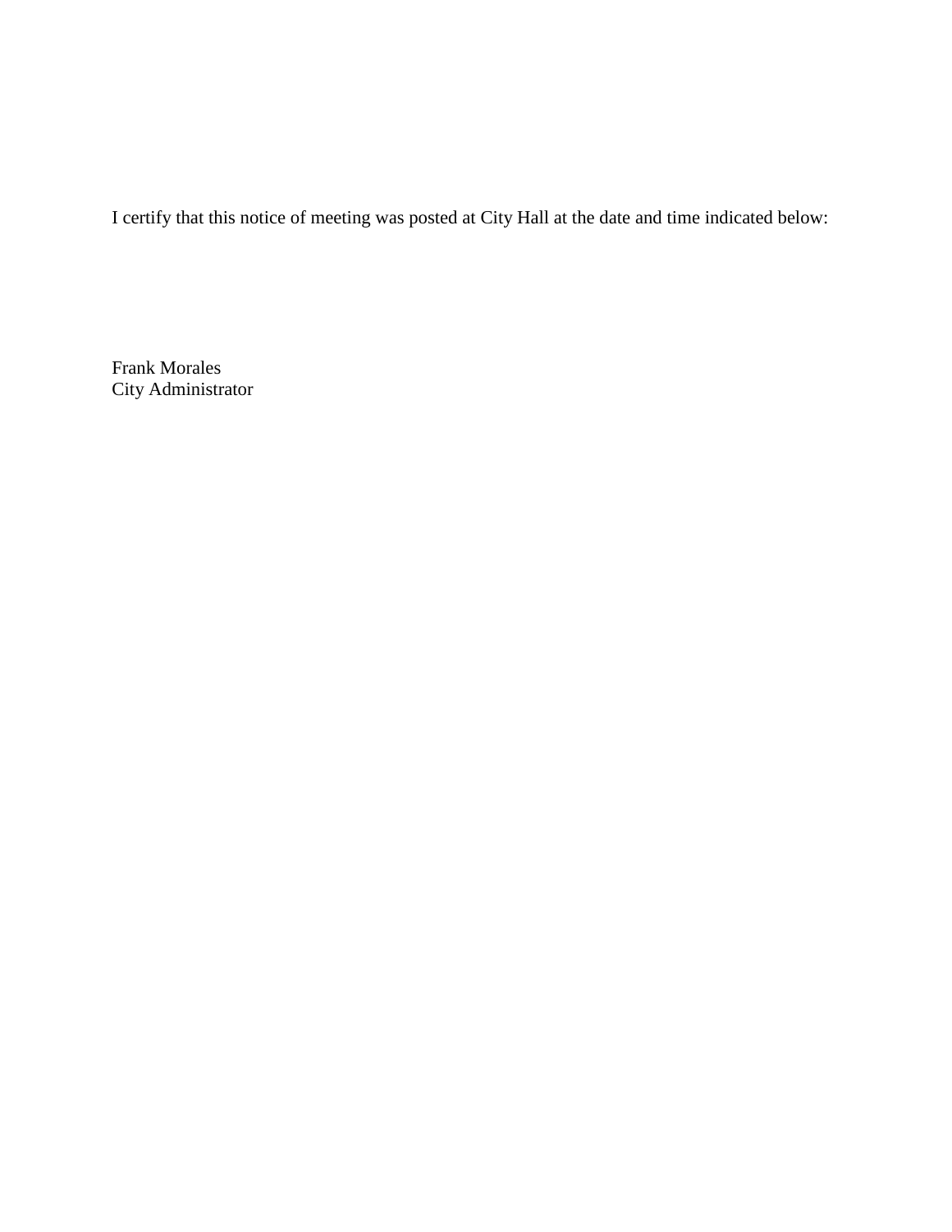I certify that this notice of meeting was posted at City Hall at the date and time indicated below:

Frank Morales
City Administrator